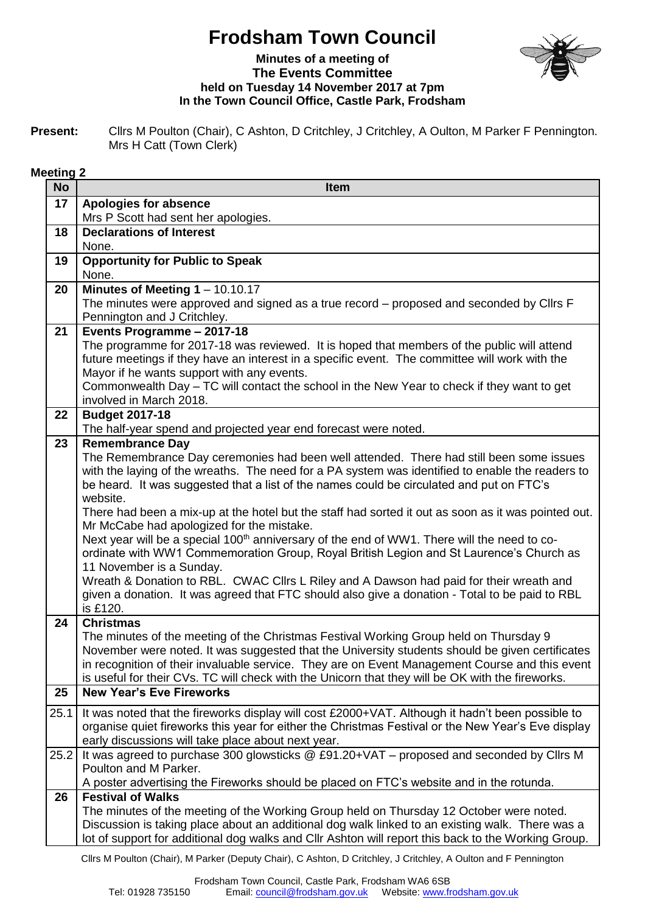# Frodsham Town Council

**Minutes of a meeting of**
**The Events Committee**
**held on Tuesday 14 November 2017 at 7pm**
**In the Town Council Office, Castle Park, Frodsham**

**Present:** Cllrs M Poulton (Chair), C Ashton, D Critchley, J Critchley, A Oulton, M Parker F Pennington. Mrs H Catt (Town Clerk)

**Meeting 2**

| No | Item |
|---|---|
| 17 | **Apologies for absence**<br>Mrs P Scott had sent her apologies. |
| 18 | **Declarations of Interest**<br>None. |
| 19 | **Opportunity for Public to Speak**<br>None. |
| 20 | **Minutes of Meeting 1** – 10.10.17<br>The minutes were approved and signed as a true record – proposed and seconded by Cllrs F Pennington and J Critchley. |
| 21 | **Events Programme – 2017-18**<br>The programme for 2017-18 was reviewed. It is hoped that members of the public will attend future meetings if they have an interest in a specific event. The committee will work with the Mayor if he wants support with any events.<br>Commonwealth Day – TC will contact the school in the New Year to check if they want to get involved in March 2018. |
| 22 | **Budget 2017-18**<br>The half-year spend and projected year end forecast were noted. |
| 23 | **Remembrance Day**<br>The Remembrance Day ceremonies had been well attended. There had still been some issues with the laying of the wreaths. The need for a PA system was identified to enable the readers to be heard. It was suggested that a list of the names could be circulated and put on FTC's website.<br>There had been a mix-up at the hotel but the staff had sorted it out as soon as it was pointed out. Mr McCabe had apologized for the mistake.<br>Next year will be a special 100th anniversary of the end of WW1. There will the need to co-ordinate with WW1 Commemoration Group, Royal British Legion and St Laurence's Church as 11 November is a Sunday.<br>Wreath & Donation to RBL. CWAC Cllrs L Riley and A Dawson had paid for their wreath and given a donation. It was agreed that FTC should also give a donation - Total to be paid to RBL is £120. |
| 24 | **Christmas**<br>The minutes of the meeting of the Christmas Festival Working Group held on Thursday 9 November were noted. It was suggested that the University students should be given certificates in recognition of their invaluable service. They are on Event Management Course and this event is useful for their CVs. TC will check with the Unicorn that they will be OK with the fireworks. |
| 25 | **New Year's Eve Fireworks** |
| 25.1 | It was noted that the fireworks display will cost £2000+VAT. Although it hadn't been possible to organise quiet fireworks this year for either the Christmas Festival or the New Year's Eve display early discussions will take place about next year. |
| 25.2 | It was agreed to purchase 300 glowsticks @ £91.20+VAT – proposed and seconded by Cllrs M Poulton and M Parker.<br>A poster advertising the Fireworks should be placed on FTC's website and in the rotunda. |
| 26 | **Festival of Walks**<br>The minutes of the meeting of the Working Group held on Thursday 12 October were noted. Discussion is taking place about an additional dog walk linked to an existing walk. There was a lot of support for additional dog walks and Cllr Ashton will report this back to the Working Group. |

Cllrs M Poulton (Chair), M Parker (Deputy Chair), C Ashton, D Critchley, J Critchley, A Oulton and F Pennington

Frodsham Town Council, Castle Park, Frodsham WA6 6SB
Tel: 01928 735150 Email: council@frodsham.gov.uk Website: www.frodsham.gov.uk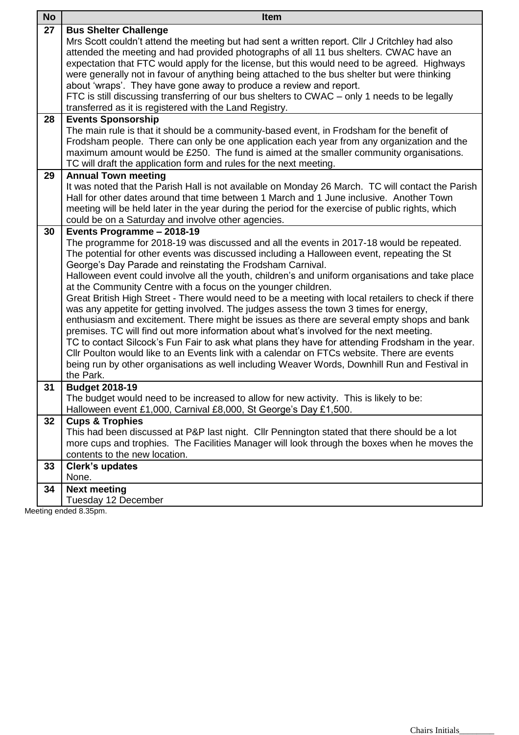| No | Item |
|---|---|
| 27 | **Bus Shelter Challenge**<br>Mrs Scott couldn't attend the meeting but had sent a written report. Cllr J Critchley had also attended the meeting and had provided photographs of all 11 bus shelters. CWAC have an expectation that FTC would apply for the license, but this would need to be agreed. Highways were generally not in favour of anything being attached to the bus shelter but were thinking about 'wraps'. They have gone away to produce a review and report.<br>FTC is still discussing transferring of our bus shelters to CWAC – only 1 needs to be legally transferred as it is registered with the Land Registry. |
| 28 | **Events Sponsorship**<br>The main rule is that it should be a community-based event, in Frodsham for the benefit of Frodsham people. There can only be one application each year from any organization and the maximum amount would be £250. The fund is aimed at the smaller community organisations. TC will draft the application form and rules for the next meeting. |
| 29 | **Annual Town meeting**<br>It was noted that the Parish Hall is not available on Monday 26 March. TC will contact the Parish Hall for other dates around that time between 1 March and 1 June inclusive. Another Town meeting will be held later in the year during the period for the exercise of public rights, which could be on a Saturday and involve other agencies. |
| 30 | **Events Programme – 2018-19**<br>The programme for 2018-19 was discussed and all the events in 2017-18 would be repeated. The potential for other events was discussed including a Halloween event, repeating the St George's Day Parade and reinstating the Frodsham Carnival.<br>Halloween event could involve all the youth, children's and uniform organisations and take place at the Community Centre with a focus on the younger children.<br>Great British High Street - There would need to be a meeting with local retailers to check if there was any appetite for getting involved. The judges assess the town 3 times for energy, enthusiasm and excitement. There might be issues as there are several empty shops and bank premises. TC will find out more information about what's involved for the next meeting.<br>TC to contact Silcock's Fun Fair to ask what plans they have for attending Frodsham in the year.<br>Cllr Poulton would like to an Events link with a calendar on FTCs website. There are events being run by other organisations as well including Weaver Words, Downhill Run and Festival in the Park. |
| 31 | **Budget 2018-19**<br>The budget would need to be increased to allow for new activity. This is likely to be:<br>Halloween event £1,000, Carnival £8,000, St George's Day £1,500. |
| 32 | **Cups & Trophies**<br>This had been discussed at P&P last night. Cllr Pennington stated that there should be a lot more cups and trophies. The Facilities Manager will look through the boxes when he moves the contents to the new location. |
| 33 | **Clerk's updates**<br>None. |
| 34 | **Next meeting**<br>Tuesday 12 December |

Meeting ended 8.35pm.

Chairs Initials________